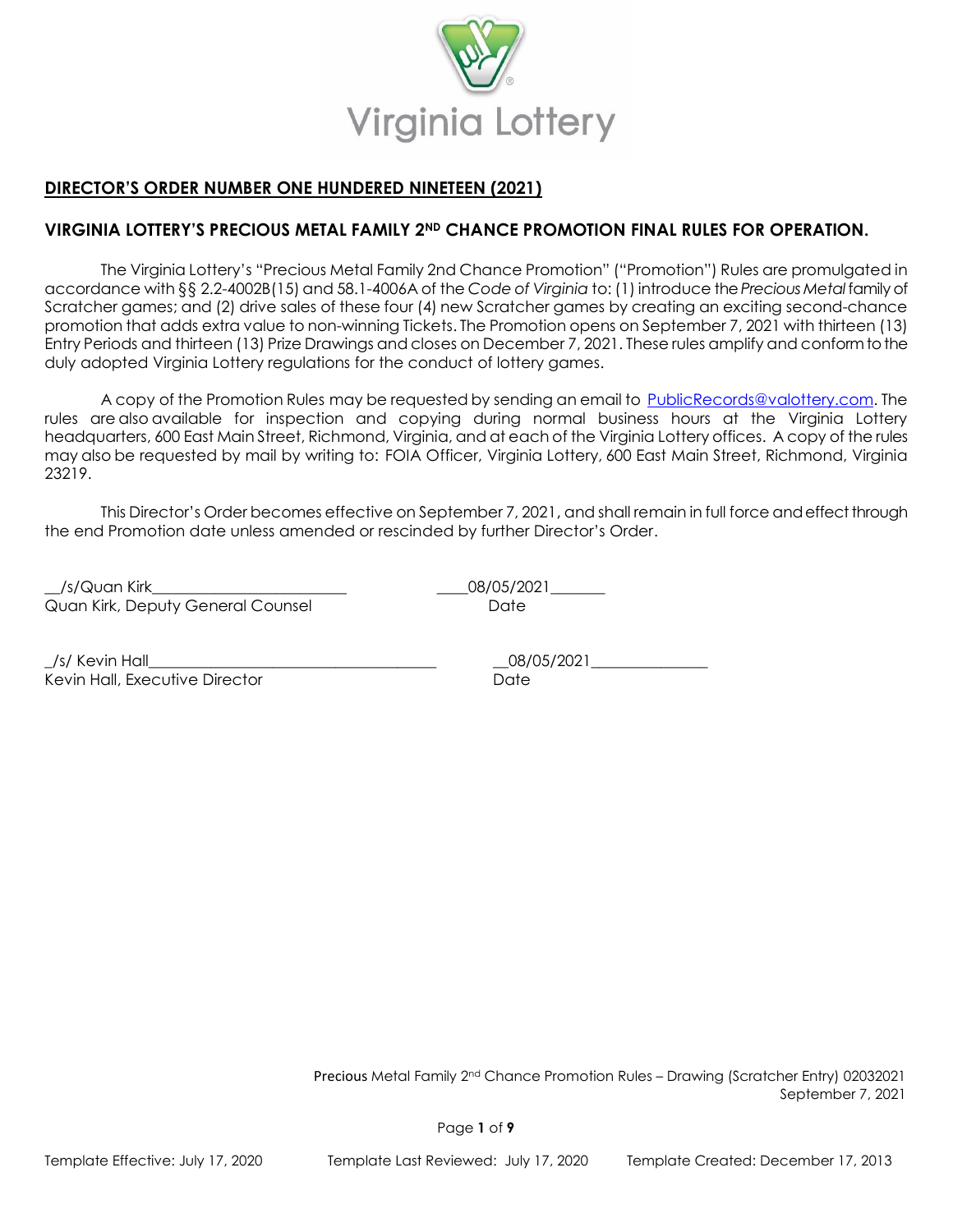Virginia Lottery

## DIRECTOR'S ORDER NUMBER ONE HUNDRED NINETEEN (2021)

## VIRGINIA LOTTERY'S PRECIOUS METAL FAMILY 2ND CHANCE PROMOTION FINAL RULES FOR OPERATION.

The Virginia Lottery's "Precious Metal Family 2nd Chance Promotion" ("Promotion") Rules are promulgated in accordance with §§ 2.2-4002B(15) and 58.1-4006A of the *Code of Virginia* to: (1) introduce the *Precious Metal* family of Scratcher games; and (2) drive sales of these four (4) new Scratcher games by creating an exciting second-chance promotion that adds extra value to non-winning Tickets. The Promotion opens on September 7, 2021 with thirteen (13) Entry Periods and thirteen (13) Prize Drawings and closes on December 7, 2021. These rules amplify and conform to the duly adopted Virginia Lottery regulations for the conduct of lottery games.

A copy of the Promotion Rules may be requested by sending an email to PublicRecords@valottery.com. The rules are also available for inspection and copying during normal business hours at the Virginia Lottery headquarters, 600 East Main Street, Richmond, Virginia, and at each of the Virginia Lottery offices. A copy of the rules may also be requested by mail by writing to: FOIA Officer, Virginia Lottery, 600 East Main Street, Richmond, Virginia 23219.

This Director's Order becomes effective on September 7, 2021, and shall remain in full force and effect through the end Promotion date unless amended or rescinded by further Director's Order.

__/s/Quan Kirk________________________ ____08/05/2021_______
Quan Kirk, Deputy General Counsel Date

_/s/ Kevin Hall_____________________________________ __08/05/2021_______________
Kevin Hall, Executive Director Date

Precious Metal Family 2nd Chance Promotion Rules – Drawing (Scratcher Entry) 02032021
September 7, 2021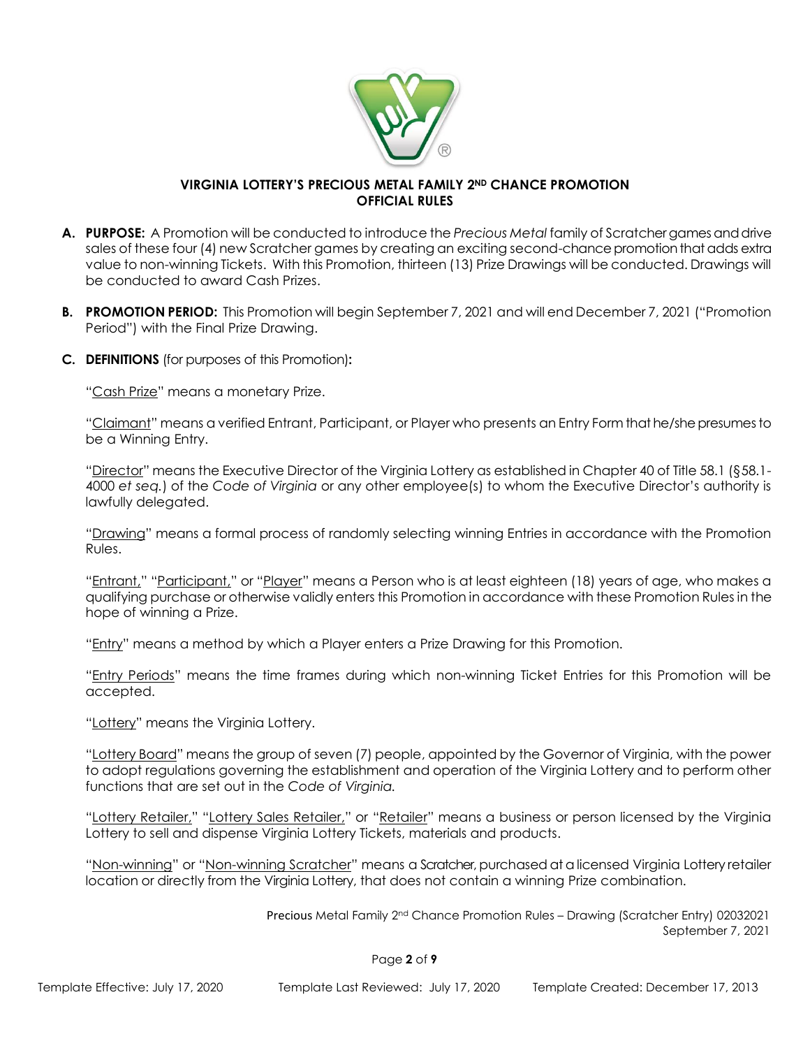**VIRGINIA LOTTERY'S PRECIOUS METAL FAMILY 2ND CHANCE PROMOTION**
**OFFICIAL RULES**

**A. PURPOSE:** A Promotion will be conducted to introduce the *Precious Metal* family of Scratcher games and drive sales of these four (4) new Scratcher games by creating an exciting second-chance promotion that adds extra value to non-winning Tickets. With this Promotion, thirteen (13) Prize Drawings will be conducted. Drawings will be conducted to award Cash Prizes.

**B. PROMOTION PERIOD:** This Promotion will begin September 7, 2021 and will end December 7, 2021 ("Promotion Period") with the Final Prize Drawing.

**C. DEFINITIONS** (for purposes of this Promotion)**:**

"Cash Prize" means a monetary Prize.

"Claimant" means a verified Entrant, Participant, or Player who presents an Entry Form that he/she presumes to be a Winning Entry.

"Director" means the Executive Director of the Virginia Lottery as established in Chapter 40 of Title 58.1 (§58.1-4000 *et seq.*) of the *Code of Virginia* or any other employee(s) to whom the Executive Director's authority is lawfully delegated.

"Drawing" means a formal process of randomly selecting winning Entries in accordance with the Promotion Rules.

"Entrant," "Participant," or "Player" means a Person who is at least eighteen (18) years of age, who makes a qualifying purchase or otherwise validly enters this Promotion in accordance with these Promotion Rules in the hope of winning a Prize.

"Entry" means a method by which a Player enters a Prize Drawing for this Promotion.

"Entry Periods" means the time frames during which non-winning Ticket Entries for this Promotion will be accepted.

"Lottery" means the Virginia Lottery.

"Lottery Board" means the group of seven (7) people, appointed by the Governor of Virginia, with the power to adopt regulations governing the establishment and operation of the Virginia Lottery and to perform other functions that are set out in the *Code of Virginia.*

"Lottery Retailer," "Lottery Sales Retailer," or "Retailer" means a business or person licensed by the Virginia Lottery to sell and dispense Virginia Lottery Tickets, materials and products.

"Non-winning" or "Non-winning Scratcher" means a Scratcher, purchased at a licensed Virginia Lottery retailer location or directly from the Virginia Lottery, that does not contain a winning Prize combination.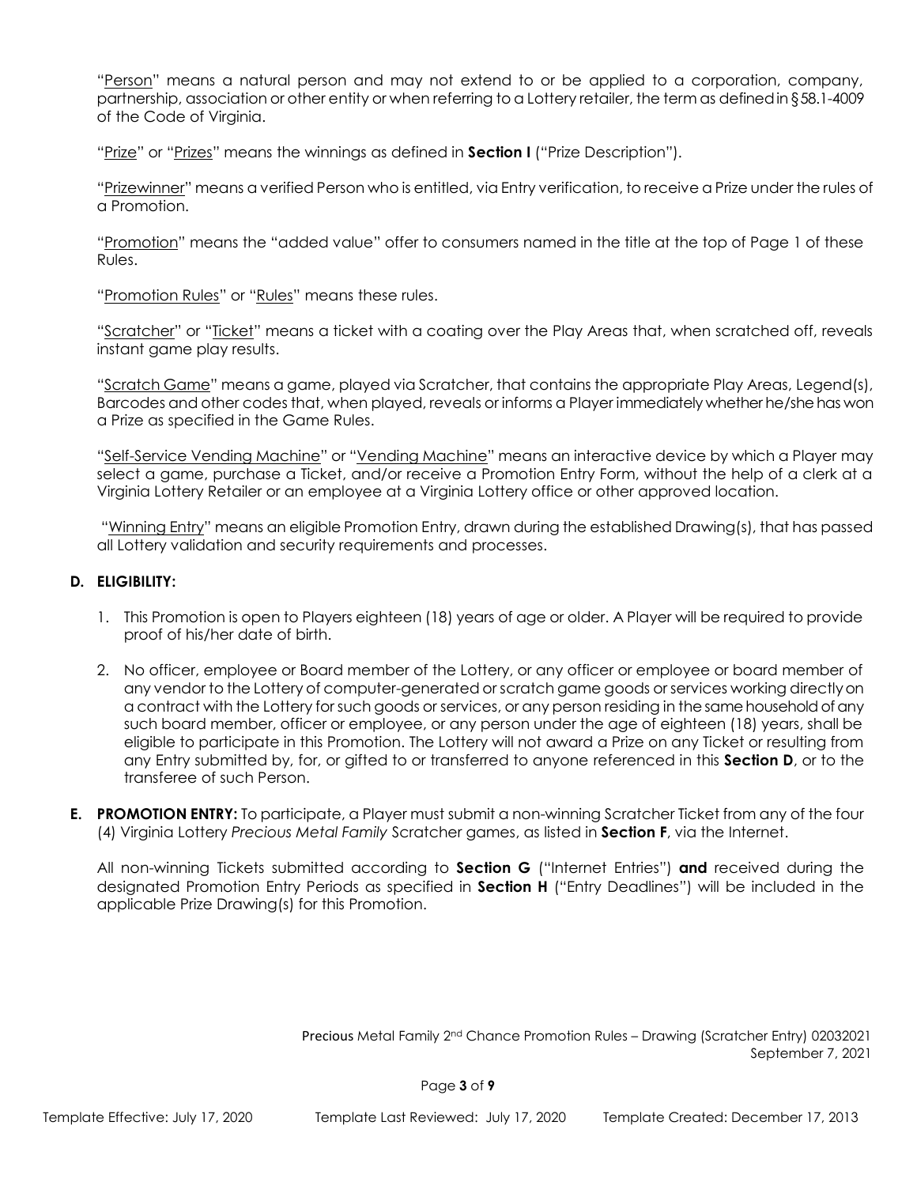"<u>Person</u>" means a natural person and may not extend to or be applied to a corporation, company, partnership, association or other entity or when referring to a Lottery retailer, the term as defined in §58.1-4009 of the Code of Virginia.

"<u>Prize</u>" or "<u>Prizes</u>" means the winnings as defined in **Section I** ("Prize Description").

"<u>Prizewinner</u>" means a verified Person who is entitled, via Entry verification, to receive a Prize under the rules of a Promotion.

"<u>Promotion</u>" means the "added value" offer to consumers named in the title at the top of Page 1 of these Rules.

"<u>Promotion Rules</u>" or "<u>Rules</u>" means these rules.

"<u>Scratcher</u>" or "<u>Ticket</u>" means a ticket with a coating over the Play Areas that, when scratched off, reveals instant game play results.

"<u>Scratch Game</u>" means a game, played via Scratcher, that contains the appropriate Play Areas, Legend(s), Barcodes and other codes that, when played, reveals or informs a Player immediately whether he/she has won a Prize as specified in the Game Rules.

"<u>Self-Service Vending Machine</u>" or "<u>Vending Machine</u>" means an interactive device by which a Player may select a game, purchase a Ticket, and/or receive a Promotion Entry Form, without the help of a clerk at a Virginia Lottery Retailer or an employee at a Virginia Lottery office or other approved location.

"<u>Winning Entry</u>" means an eligible Promotion Entry, drawn during the established Drawing(s), that has passed all Lottery validation and security requirements and processes.

**D. ELIGIBILITY:**

1. This Promotion is open to Players eighteen (18) years of age or older. A Player will be required to provide proof of his/her date of birth.

2. No officer, employee or Board member of the Lottery, or any officer or employee or board member of any vendor to the Lottery of computer-generated or scratch game goods or services working directly on a contract with the Lottery for such goods or services, or any person residing in the same household of any such board member, officer or employee, or any person under the age of eighteen (18) years, shall be eligible to participate in this Promotion. The Lottery will not award a Prize on any Ticket or resulting from any Entry submitted by, for, or gifted to or transferred to anyone referenced in this **Section D**, or to the transferee of such Person.

**E. PROMOTION ENTRY:** To participate, a Player must submit a non-winning Scratcher Ticket from any of the four (4) Virginia Lottery *Precious Metal Family* Scratcher games, as listed in **Section F**, via the Internet.

All non-winning Tickets submitted according to **Section G** ("Internet Entries") **and** received during the designated Promotion Entry Periods as specified in **Section H** ("Entry Deadlines") will be included in the applicable Prize Drawing(s) for this Promotion.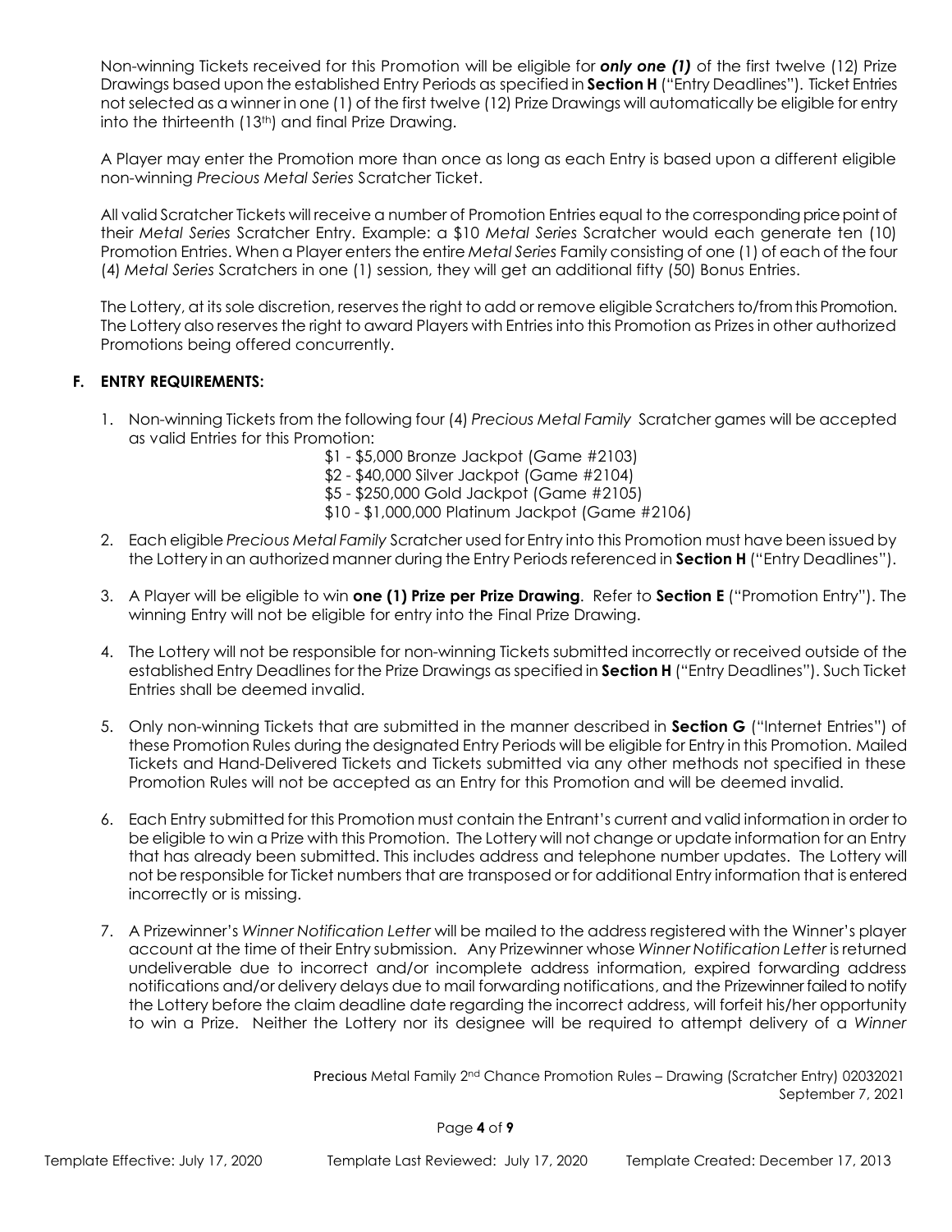Non-winning Tickets received for this Promotion will be eligible for ***only one (1)*** of the first twelve (12) Prize Drawings based upon the established Entry Periods as specified in **Section H** ("Entry Deadlines"). Ticket Entries not selected as a winner in one (1) of the first twelve (12) Prize Drawings will automatically be eligible for entry into the thirteenth (13th) and final Prize Drawing.

A Player may enter the Promotion more than once as long as each Entry is based upon a different eligible non-winning *Precious Metal Series* Scratcher Ticket.

All valid Scratcher Tickets will receive a number of Promotion Entries equal to the corresponding price point of their *Metal Series* Scratcher Entry. Example: a $10 *Metal Series* Scratcher would each generate ten (10) Promotion Entries. When a Player enters the entire *Metal Series* Family consisting of one (1) of each of the four (4) *Metal Series* Scratchers in one (1) session, they will get an additional fifty (50) Bonus Entries.

The Lottery, at its sole discretion, reserves the right to add or remove eligible Scratchers to/from this Promotion. The Lottery also reserves the right to award Players with Entries into this Promotion as Prizes in other authorized Promotions being offered concurrently.

## F. ENTRY REQUIREMENTS:

1. Non-winning Tickets from the following four (4) *Precious Metal Family* Scratcher games will be accepted as valid Entries for this Promotion:

   $1 - $5,000 Bronze Jackpot (Game #2103)
   $2 - $40,000 Silver Jackpot (Game #2104)
   $5 - $250,000 Gold Jackpot (Game #2105)
   $10 - $1,000,000 Platinum Jackpot (Game #2106)

2. Each eligible *Precious Metal Family* Scratcher used for Entry into this Promotion must have been issued by the Lottery in an authorized manner during the Entry Periods referenced in **Section H** ("Entry Deadlines").

3. A Player will be eligible to win **one (1) Prize per Prize Drawing**. Refer to **Section E** ("Promotion Entry"). The winning Entry will not be eligible for entry into the Final Prize Drawing.

4. The Lottery will not be responsible for non-winning Tickets submitted incorrectly or received outside of the established Entry Deadlines for the Prize Drawings as specified in **Section H** ("Entry Deadlines"). Such Ticket Entries shall be deemed invalid.

5. Only non-winning Tickets that are submitted in the manner described in **Section G** ("Internet Entries") of these Promotion Rules during the designated Entry Periods will be eligible for Entry in this Promotion. Mailed Tickets and Hand-Delivered Tickets and Tickets submitted via any other methods not specified in these Promotion Rules will not be accepted as an Entry for this Promotion and will be deemed invalid.

6. Each Entry submitted for this Promotion must contain the Entrant's current and valid information in order to be eligible to win a Prize with this Promotion. The Lottery will not change or update information for an Entry that has already been submitted. This includes address and telephone number updates. The Lottery will not be responsible for Ticket numbers that are transposed or for additional Entry information that is entered incorrectly or is missing.

7. A Prizewinner's *Winner Notification Letter* will be mailed to the address registered with the Winner's player account at the time of their Entry submission. Any Prizewinner whose *Winner Notification Letter* is returned undeliverable due to incorrect and/or incomplete address information, expired forwarding address notifications and/or delivery delays due to mail forwarding notifications, and the Prizewinner failed to notify the Lottery before the claim deadline date regarding the incorrect address, will forfeit his/her opportunity to win a Prize. Neither the Lottery nor its designee will be required to attempt delivery of a *Winner*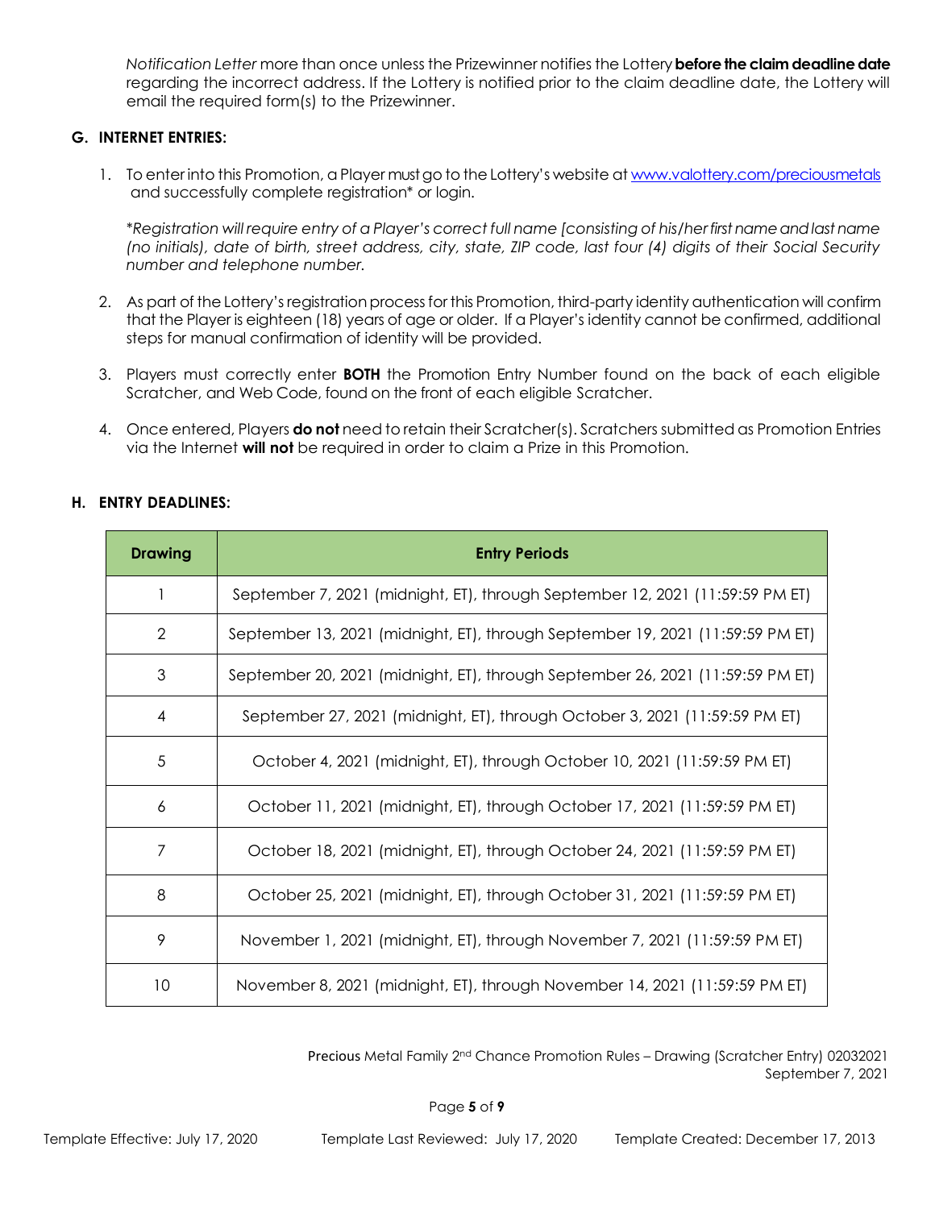*Notification Letter* more than once unless the Prizewinner notifies the Lottery **before the claim deadline date** regarding the incorrect address. If the Lottery is notified prior to the claim deadline date, the Lottery will email the required form(s) to the Prizewinner.

### G. INTERNET ENTRIES:

1. To enter into this Promotion, a Player must go to the Lottery's website at www.valottery.com/preciousmetals and successfully complete registration* or login.

   **Registration will require entry of a Player's correct full name [consisting of his/her first name and last name (no initials), date of birth, street address, city, state, ZIP code, last four (4) digits of their Social Security number and telephone number.*

2. As part of the Lottery's registration process for this Promotion, third-party identity authentication will confirm that the Player is eighteen (18) years of age or older. If a Player's identity cannot be confirmed, additional steps for manual confirmation of identity will be provided.

3. Players must correctly enter **BOTH** the Promotion Entry Number found on the back of each eligible Scratcher, and Web Code, found on the front of each eligible Scratcher.

4. Once entered, Players **do not** need to retain their Scratcher(s). Scratchers submitted as Promotion Entries via the Internet **will not** be required in order to claim a Prize in this Promotion.

### H. ENTRY DEADLINES:

| Drawing | Entry Periods |
|---|---|
| 1 | September 7, 2021 (midnight, ET), through September 12, 2021 (11:59:59 PM ET) |
| 2 | September 13, 2021 (midnight, ET), through September 19, 2021 (11:59:59 PM ET) |
| 3 | September 20, 2021 (midnight, ET), through September 26, 2021 (11:59:59 PM ET) |
| 4 | September 27, 2021 (midnight, ET), through October 3, 2021 (11:59:59 PM ET) |
| 5 | October 4, 2021 (midnight, ET), through October 10, 2021 (11:59:59 PM ET) |
| 6 | October 11, 2021 (midnight, ET), through October 17, 2021 (11:59:59 PM ET) |
| 7 | October 18, 2021 (midnight, ET), through October 24, 2021 (11:59:59 PM ET) |
| 8 | October 25, 2021 (midnight, ET), through October 31, 2021 (11:59:59 PM ET) |
| 9 | November 1, 2021 (midnight, ET), through November 7, 2021 (11:59:59 PM ET) |
| 10 | November 8, 2021 (midnight, ET), through November 14, 2021 (11:59:59 PM ET) |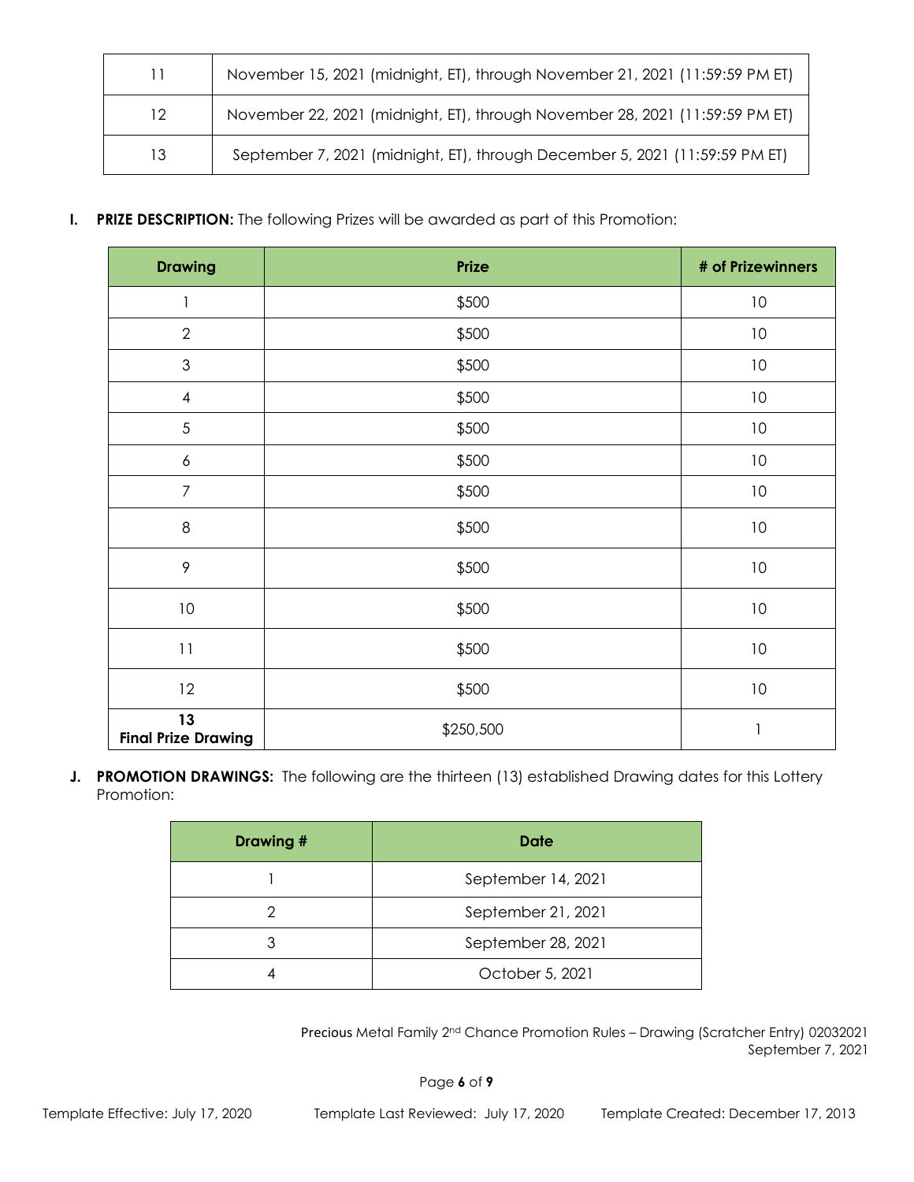| 11 | November 15, 2021 (midnight, ET), through November 21, 2021 (11:59:59 PM ET) |
|---|---|
| 12 | November 22, 2021 (midnight, ET), through November 28, 2021 (11:59:59 PM ET) |
| 13 | September 7, 2021 (midnight, ET), through December 5, 2021 (11:59:59 PM ET) |

**I. PRIZE DESCRIPTION:** The following Prizes will be awarded as part of this Promotion:

| Drawing | Prize | # of Prizewinners |
|---|---|---|
| 1 | $500 | 10 |
| 2 | $500 | 10 |
| 3 | $500 | 10 |
| 4 | $500 | 10 |
| 5 | $500 | 10 |
| 6 | $500 | 10 |
| 7 | $500 | 10 |
| 8 | $500 | 10 |
| 9 | $500 | 10 |
| 10 | $500 | 10 |
| 11 | $500 | 10 |
| 12 | $500 | 10 |
| **13 Final Prize Drawing** | $250,500 | 1 |

**J. PROMOTION DRAWINGS:** The following are the thirteen (13) established Drawing dates for this Lottery Promotion:

| Drawing # | Date |
|---|---|
| 1 | September 14, 2021 |
| 2 | September 21, 2021 |
| 3 | September 28, 2021 |
| 4 | October 5, 2021 |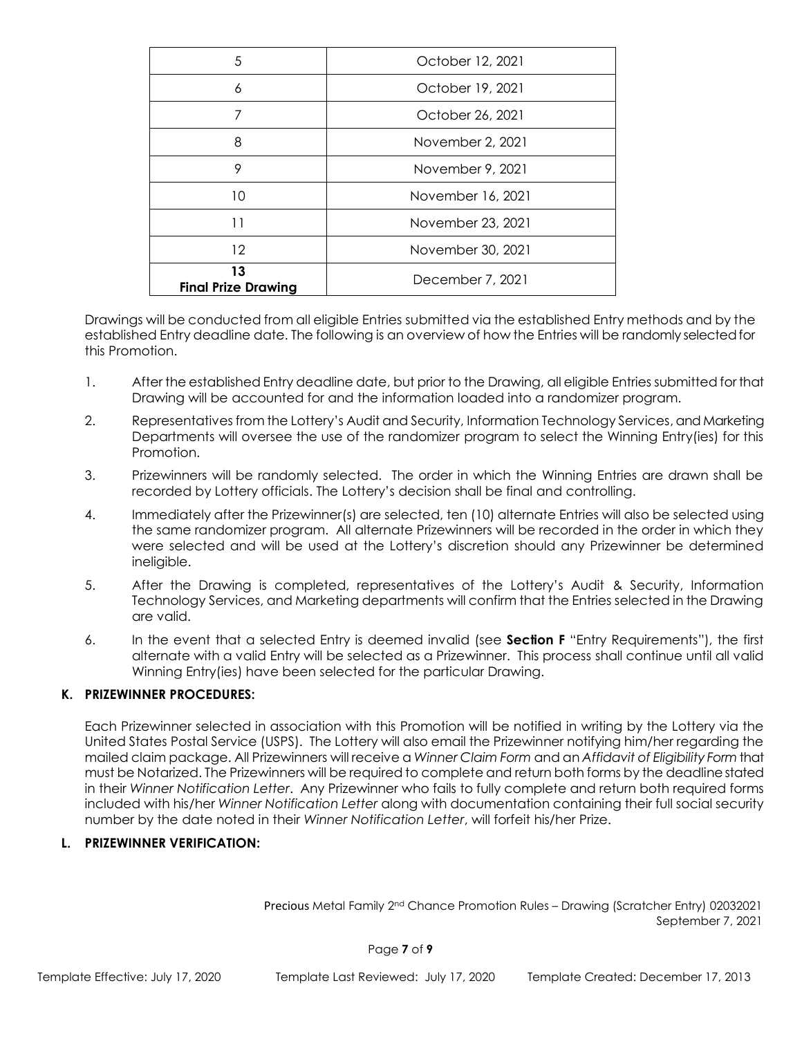| | |
|---|---|
| 5 | October 12, 2021 |
| 6 | October 19, 2021 |
| 7 | October 26, 2021 |
| 8 | November 2, 2021 |
| 9 | November 9, 2021 |
| 10 | November 16, 2021 |
| 11 | November 23, 2021 |
| 12 | November 30, 2021 |
| **13 Final Prize Drawing** | December 7, 2021 |

Drawings will be conducted from all eligible Entries submitted via the established Entry methods and by the established Entry deadline date. The following is an overview of how the Entries will be randomly selected for this Promotion.

1. After the established Entry deadline date, but prior to the Drawing, all eligible Entries submitted for that Drawing will be accounted for and the information loaded into a randomizer program.
2. Representatives from the Lottery's Audit and Security, Information Technology Services, and Marketing Departments will oversee the use of the randomizer program to select the Winning Entry(ies) for this Promotion.
3. Prizewinners will be randomly selected. The order in which the Winning Entries are drawn shall be recorded by Lottery officials. The Lottery's decision shall be final and controlling.
4. Immediately after the Prizewinner(s) are selected, ten (10) alternate Entries will also be selected using the same randomizer program. All alternate Prizewinners will be recorded in the order in which they were selected and will be used at the Lottery's discretion should any Prizewinner be determined ineligible.
5. After the Drawing is completed, representatives of the Lottery's Audit & Security, Information Technology Services, and Marketing departments will confirm that the Entries selected in the Drawing are valid.
6. In the event that a selected Entry is deemed invalid (see **Section F** "Entry Requirements"), the first alternate with a valid Entry will be selected as a Prizewinner. This process shall continue until all valid Winning Entry(ies) have been selected for the particular Drawing.

### K. PRIZEWINNER PROCEDURES:

Each Prizewinner selected in association with this Promotion will be notified in writing by the Lottery via the United States Postal Service (USPS). The Lottery will also email the Prizewinner notifying him/her regarding the mailed claim package. All Prizewinners will receive a *Winner Claim Form* and an *Affidavit of Eligibility Form* that must be Notarized. The Prizewinners will be required to complete and return both forms by the deadline stated in their *Winner Notification Letter*. Any Prizewinner who fails to fully complete and return both required forms included with his/her *Winner Notification Letter* along with documentation containing their full social security number by the date noted in their *Winner Notification Letter*, will forfeit his/her Prize.

### L. PRIZEWINNER VERIFICATION: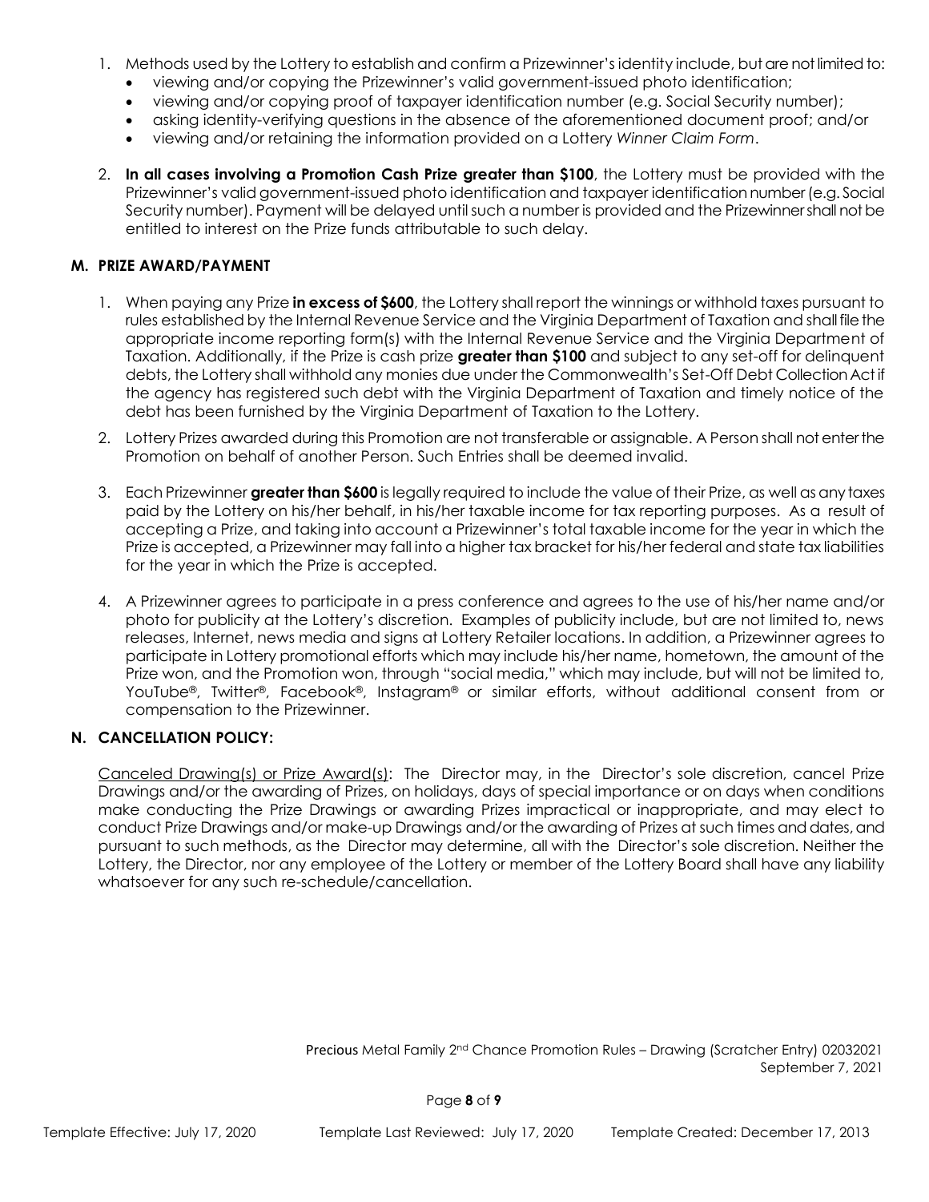1. Methods used by the Lottery to establish and confirm a Prizewinner's identity include, but are not limited to:
   - viewing and/or copying the Prizewinner's valid government-issued photo identification;
   - viewing and/or copying proof of taxpayer identification number (e.g. Social Security number);
   - asking identity-verifying questions in the absence of the aforementioned document proof; and/or
   - viewing and/or retaining the information provided on a Lottery *Winner Claim Form*.

2. **In all cases involving a Promotion Cash Prize greater than $100**, the Lottery must be provided with the Prizewinner's valid government-issued photo identification and taxpayer identification number (e.g. Social Security number). Payment will be delayed until such a number is provided and the Prizewinner shall not be entitled to interest on the Prize funds attributable to such delay.

### M. PRIZE AWARD/PAYMENT

1. When paying any Prize **in excess of $600**, the Lottery shall report the winnings or withhold taxes pursuant to rules established by the Internal Revenue Service and the Virginia Department of Taxation and shall file the appropriate income reporting form(s) with the Internal Revenue Service and the Virginia Department of Taxation. Additionally, if the Prize is cash prize **greater than $100** and subject to any set-off for delinquent debts, the Lottery shall withhold any monies due under the Commonwealth's Set-Off Debt Collection Act if the agency has registered such debt with the Virginia Department of Taxation and timely notice of the debt has been furnished by the Virginia Department of Taxation to the Lottery.

2. Lottery Prizes awarded during this Promotion are not transferable or assignable. A Person shall not enter the Promotion on behalf of another Person. Such Entries shall be deemed invalid.

3. Each Prizewinner **greater than $600** is legally required to include the value of their Prize, as well as any taxes paid by the Lottery on his/her behalf, in his/her taxable income for tax reporting purposes. As a result of accepting a Prize, and taking into account a Prizewinner's total taxable income for the year in which the Prize is accepted, a Prizewinner may fall into a higher tax bracket for his/her federal and state tax liabilities for the year in which the Prize is accepted.

4. A Prizewinner agrees to participate in a press conference and agrees to the use of his/her name and/or photo for publicity at the Lottery's discretion. Examples of publicity include, but are not limited to, news releases, Internet, news media and signs at Lottery Retailer locations. In addition, a Prizewinner agrees to participate in Lottery promotional efforts which may include his/her name, hometown, the amount of the Prize won, and the Promotion won, through "social media," which may include, but will not be limited to, YouTube®, Twitter®, Facebook®, Instagram® or similar efforts, without additional consent from or compensation to the Prizewinner.

### N. CANCELLATION POLICY:

Canceled Drawing(s) or Prize Award(s): The Director may, in the Director's sole discretion, cancel Prize Drawings and/or the awarding of Prizes, on holidays, days of special importance or on days when conditions make conducting the Prize Drawings or awarding Prizes impractical or inappropriate, and may elect to conduct Prize Drawings and/or make-up Drawings and/or the awarding of Prizes at such times and dates, and pursuant to such methods, as the Director may determine, all with the Director's sole discretion. Neither the Lottery, the Director, nor any employee of the Lottery or member of the Lottery Board shall have any liability whatsoever for any such re-schedule/cancellation.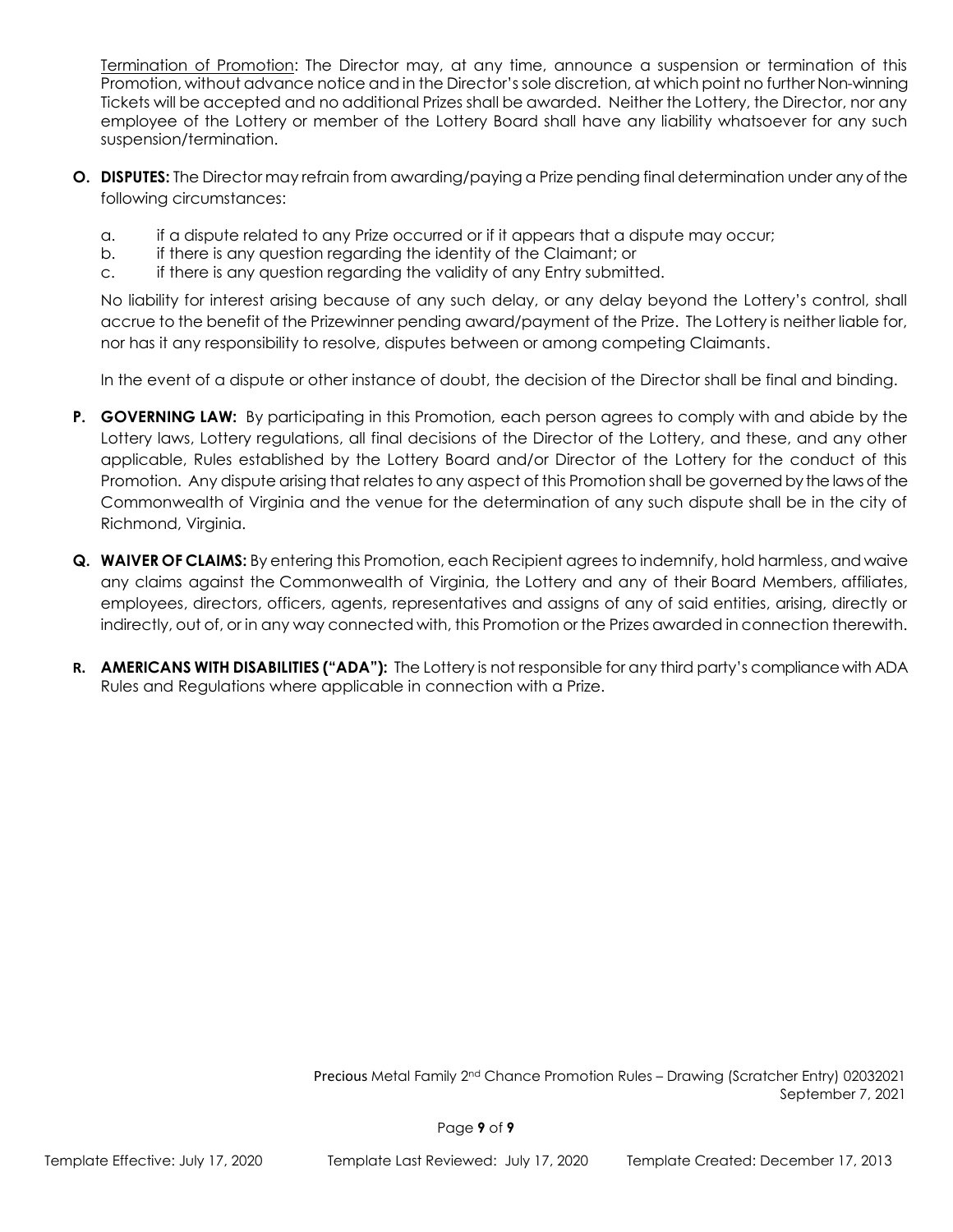Termination of Promotion: The Director may, at any time, announce a suspension or termination of this Promotion, without advance notice and in the Director's sole discretion, at which point no further Non-winning Tickets will be accepted and no additional Prizes shall be awarded. Neither the Lottery, the Director, nor any employee of the Lottery or member of the Lottery Board shall have any liability whatsoever for any such suspension/termination.

**O. DISPUTES:** The Director may refrain from awarding/paying a Prize pending final determination under any of the following circumstances:

a. if a dispute related to any Prize occurred or if it appears that a dispute may occur;
b. if there is any question regarding the identity of the Claimant; or
c. if there is any question regarding the validity of any Entry submitted.

No liability for interest arising because of any such delay, or any delay beyond the Lottery's control, shall accrue to the benefit of the Prizewinner pending award/payment of the Prize. The Lottery is neither liable for, nor has it any responsibility to resolve, disputes between or among competing Claimants.

In the event of a dispute or other instance of doubt, the decision of the Director shall be final and binding.

**P. GOVERNING LAW:** By participating in this Promotion, each person agrees to comply with and abide by the Lottery laws, Lottery regulations, all final decisions of the Director of the Lottery, and these, and any other applicable, Rules established by the Lottery Board and/or Director of the Lottery for the conduct of this Promotion. Any dispute arising that relates to any aspect of this Promotion shall be governed by the laws of the Commonwealth of Virginia and the venue for the determination of any such dispute shall be in the city of Richmond, Virginia.

**Q. WAIVER OF CLAIMS:** By entering this Promotion, each Recipient agrees to indemnify, hold harmless, and waive any claims against the Commonwealth of Virginia, the Lottery and any of their Board Members, affiliates, employees, directors, officers, agents, representatives and assigns of any of said entities, arising, directly or indirectly, out of, or in any way connected with, this Promotion or the Prizes awarded in connection therewith.

**R. AMERICANS WITH DISABILITIES ("ADA"):** The Lottery is not responsible for any third party's compliance with ADA Rules and Regulations where applicable in connection with a Prize.